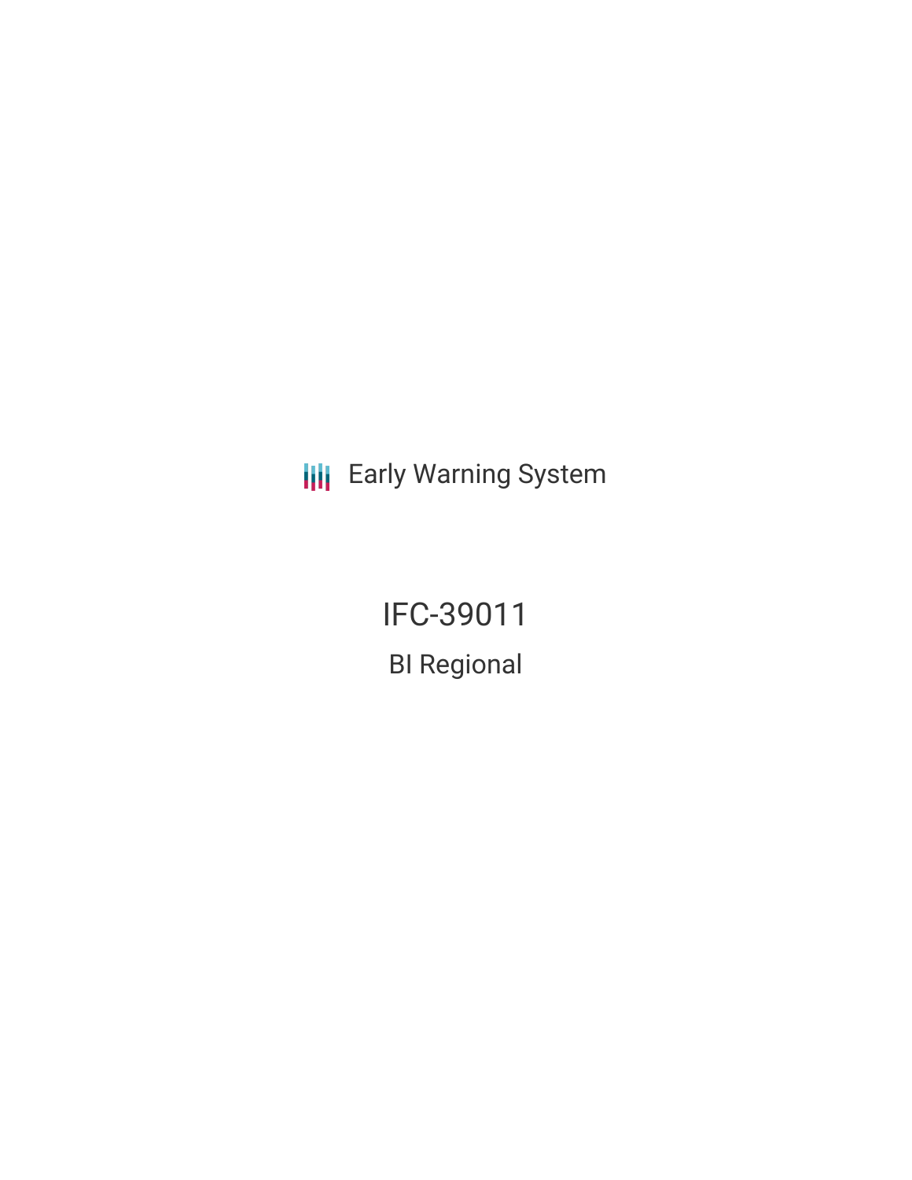Early Warning System

# IFC-39011

## BI Regional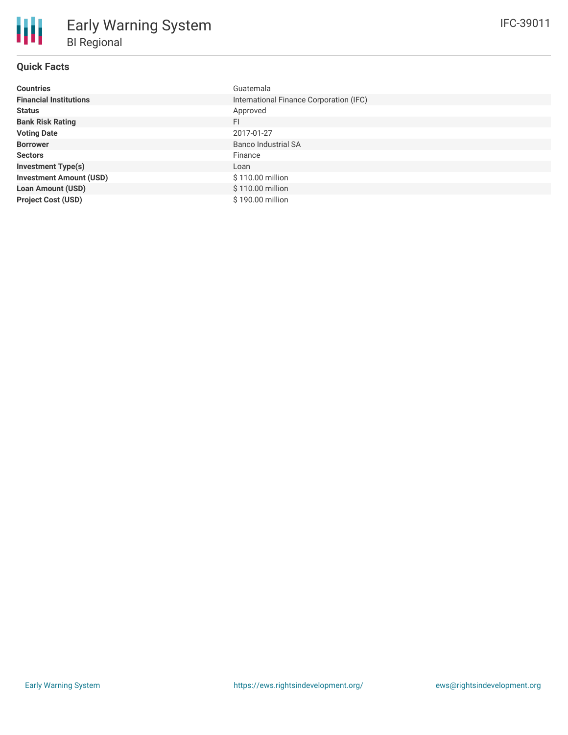# Early Warning System

## BI Regional

IFC-39011

### Quick Facts

| | |
|---|---|
| **Countries** | Guatemala |
| **Financial Institutions** | International Finance Corporation (IFC) |
| **Status** | Approved |
| **Bank Risk Rating** | FI |
| **Voting Date** | 2017-01-27 |
| **Borrower** | Banco Industrial SA |
| **Sectors** | Finance |
| **Investment Type(s)** | Loan |
| **Investment Amount (USD)** | $ 110.00 million |
| **Loan Amount (USD)** | $ 110.00 million |
| **Project Cost (USD)** | $ 190.00 million |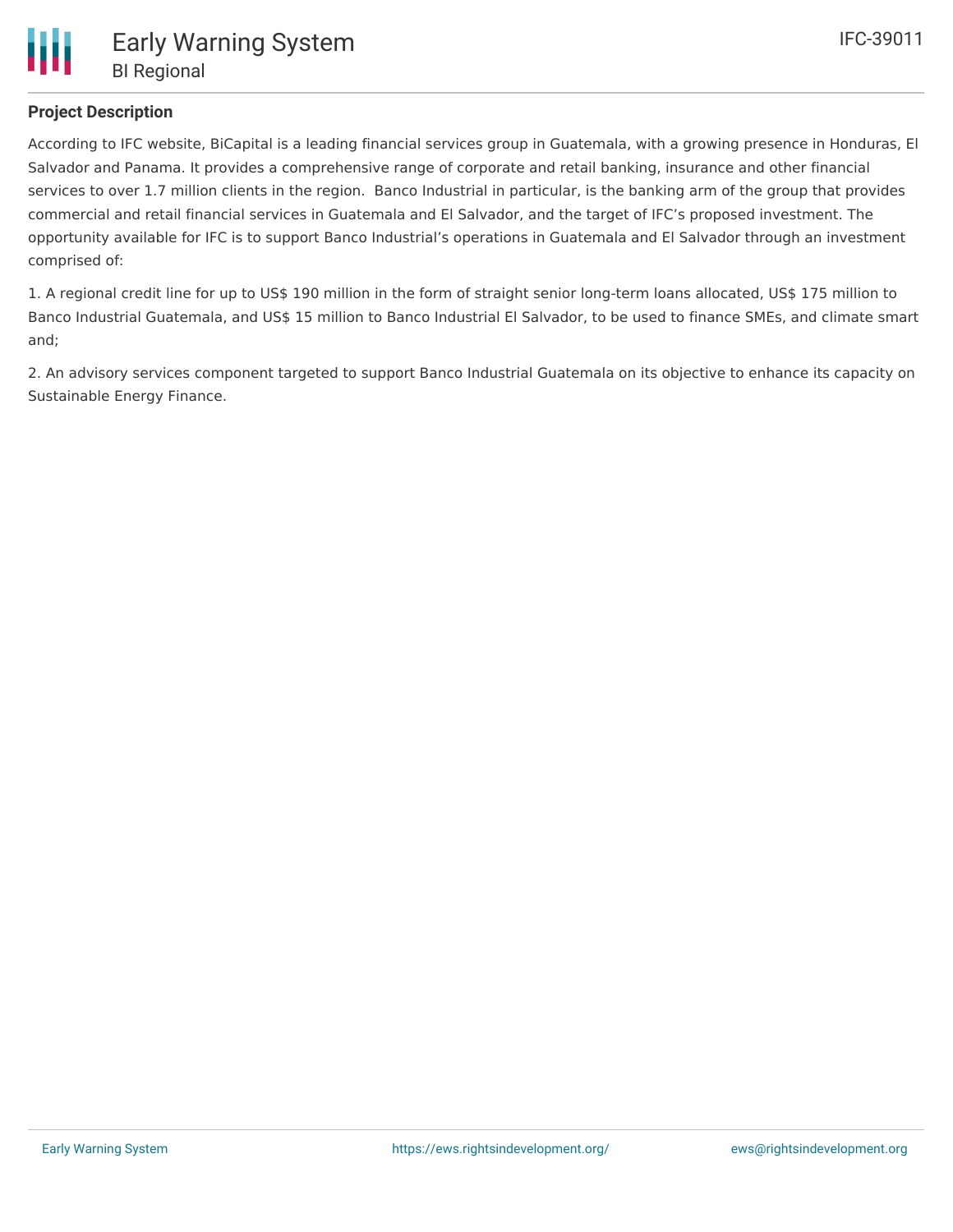**Project Description**

According to IFC website, BiCapital is a leading financial services group in Guatemala, with a growing presence in Honduras, El Salvador and Panama. It provides a comprehensive range of corporate and retail banking, insurance and other financial services to over 1.7 million clients in the region.  Banco Industrial in particular, is the banking arm of the group that provides commercial and retail financial services in Guatemala and El Salvador, and the target of IFC's proposed investment. The opportunity available for IFC is to support Banco Industrial's operations in Guatemala and El Salvador through an investment comprised of:

1. A regional credit line for up to US$ 190 million in the form of straight senior long-term loans allocated, US$ 175 million to Banco Industrial Guatemala, and US$ 15 million to Banco Industrial El Salvador, to be used to finance SMEs, and climate smart and;

2. An advisory services component targeted to support Banco Industrial Guatemala on its objective to enhance its capacity on Sustainable Energy Finance.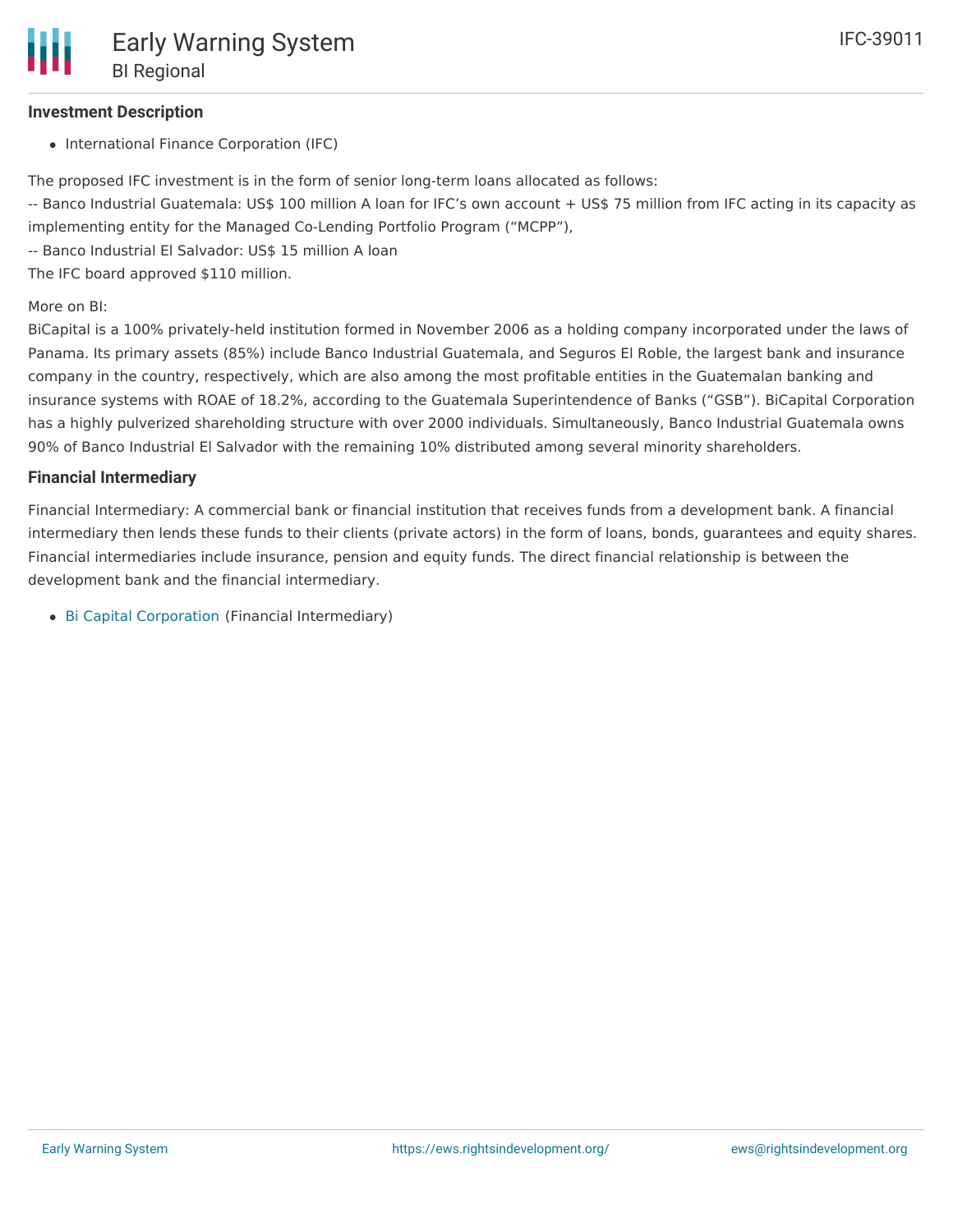### Investment Description

- International Finance Corporation (IFC)

The proposed IFC investment is in the form of senior long-term loans allocated as follows:
-- Banco Industrial Guatemala: US$ 100 million A loan for IFC's own account + US$ 75 million from IFC acting in its capacity as implementing entity for the Managed Co-Lending Portfolio Program ("MCPP"),
-- Banco Industrial El Salvador: US$ 15 million A loan
The IFC board approved $110 million.

More on BI:
BiCapital is a 100% privately-held institution formed in November 2006 as a holding company incorporated under the laws of Panama. Its primary assets (85%) include Banco Industrial Guatemala, and Seguros El Roble, the largest bank and insurance company in the country, respectively, which are also among the most profitable entities in the Guatemalan banking and insurance systems with ROAE of 18.2%, according to the Guatemala Superintendence of Banks ("GSB"). BiCapital Corporation has a highly pulverized shareholding structure with over 2000 individuals. Simultaneously, Banco Industrial Guatemala owns 90% of Banco Industrial El Salvador with the remaining 10% distributed among several minority shareholders.

### Financial Intermediary

Financial Intermediary: A commercial bank or financial institution that receives funds from a development bank. A financial intermediary then lends these funds to their clients (private actors) in the form of loans, bonds, guarantees and equity shares. Financial intermediaries include insurance, pension and equity funds. The direct financial relationship is between the development bank and the financial intermediary.

- Bi Capital Corporation (Financial Intermediary)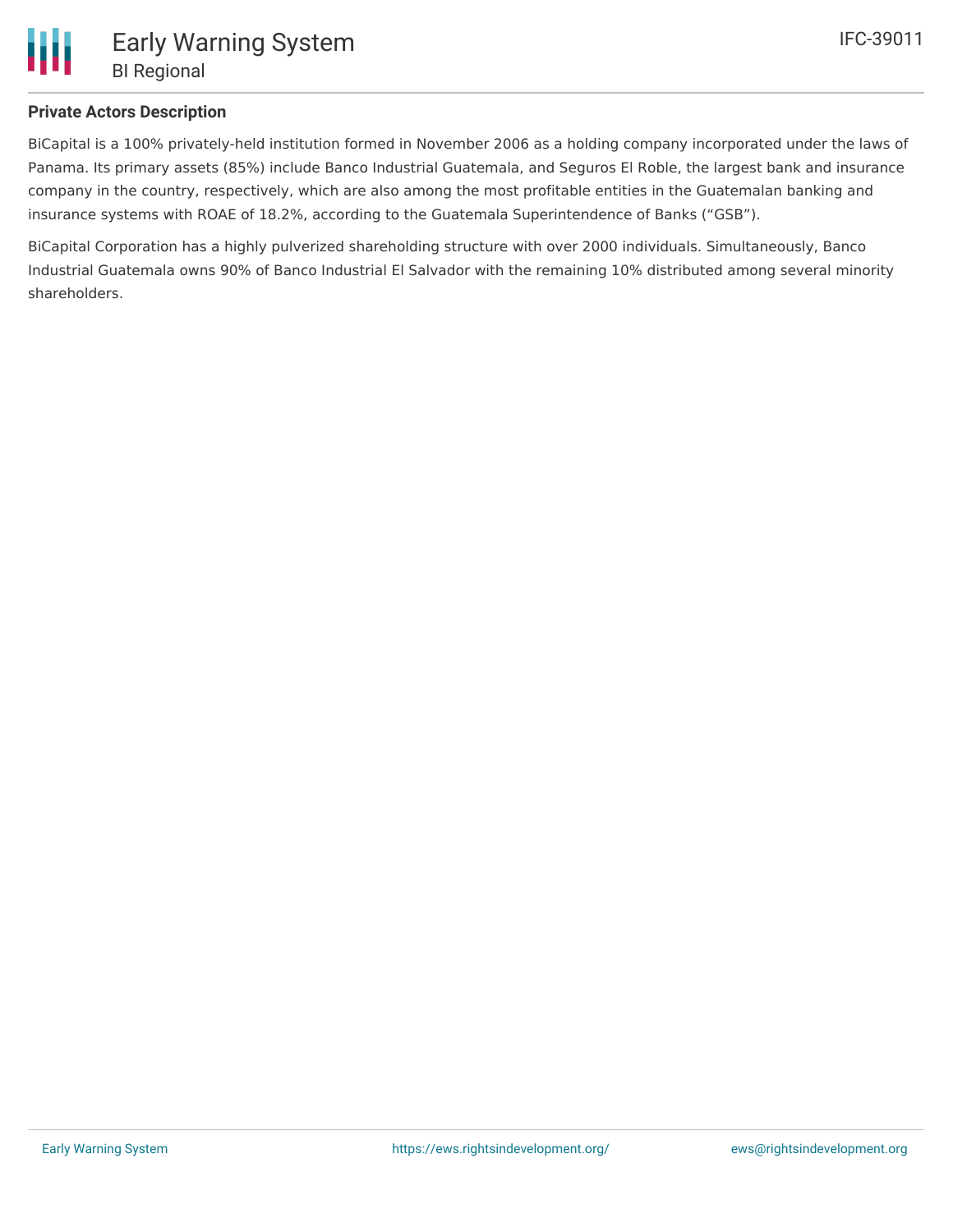## Private Actors Description

BiCapital is a 100% privately-held institution formed in November 2006 as a holding company incorporated under the laws of Panama. Its primary assets (85%) include Banco Industrial Guatemala, and Seguros El Roble, the largest bank and insurance company in the country, respectively, which are also among the most profitable entities in the Guatemalan banking and insurance systems with ROAE of 18.2%, according to the Guatemala Superintendence of Banks ("GSB").

BiCapital Corporation has a highly pulverized shareholding structure with over 2000 individuals. Simultaneously, Banco Industrial Guatemala owns 90% of Banco Industrial El Salvador with the remaining 10% distributed among several minority shareholders.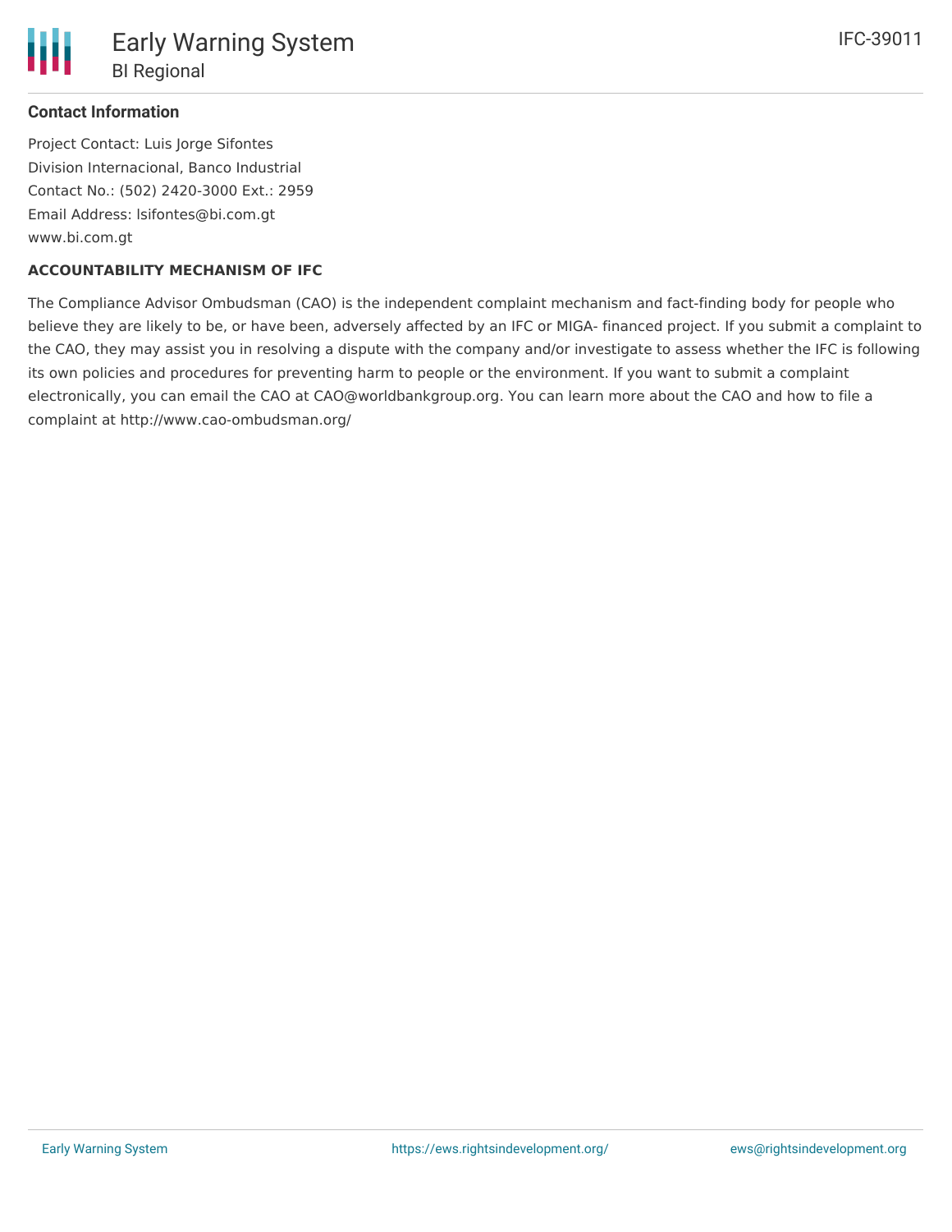#### Contact Information

Project Contact: Luis Jorge Sifontes
Division Internacional, Banco Industrial
Contact No.: (502) 2420-3000 Ext.: 2959
Email Address: lsifontes@bi.com.gt
www.bi.com.gt

#### ACCOUNTABILITY MECHANISM OF IFC

The Compliance Advisor Ombudsman (CAO) is the independent complaint mechanism and fact-finding body for people who believe they are likely to be, or have been, adversely affected by an IFC or MIGA- financed project. If you submit a complaint to the CAO, they may assist you in resolving a dispute with the company and/or investigate to assess whether the IFC is following its own policies and procedures for preventing harm to people or the environment. If you want to submit a complaint electronically, you can email the CAO at CAO@worldbankgroup.org. You can learn more about the CAO and how to file a complaint at http://www.cao-ombudsman.org/